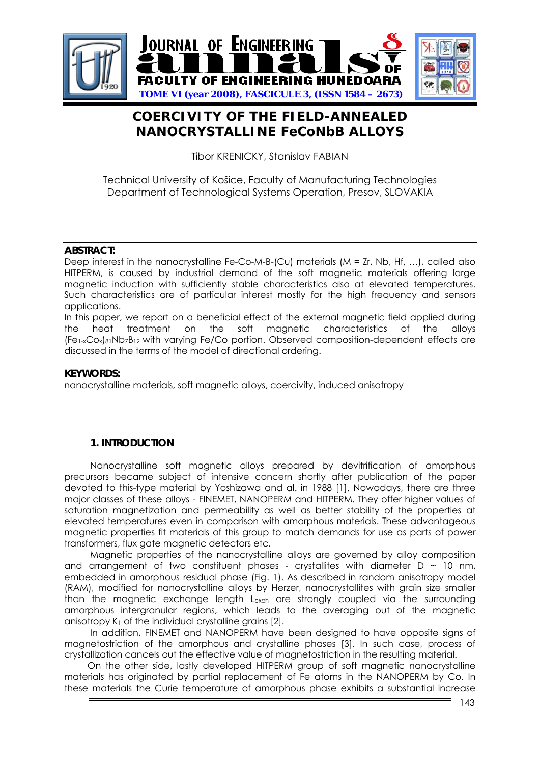# COERCIVITY OF THE FIELD-ANNEALED NANOCRYSTALLINE FeCoNbB ALLOYS

Tibor KRENICKY, Stanislav FABIAN

Technical University of Košice, Faculty of Manufacturing Technologies
Department of Technological Systems Operation, Presov, SLOVAKIA

**ABSTRACT:**

Deep interest in the nanocrystalline Fe-Co-M-B-(Cu) materials (M = Zr, Nb, Hf, ...), called also HITPERM, is caused by industrial demand of the soft magnetic materials offering large magnetic induction with sufficiently stable characteristics also at elevated temperatures. Such characteristics are of particular interest mostly for the high frequency and sensors applications.

In this paper, we report on a beneficial effect of the external magnetic field applied during the heat treatment on the soft magnetic characteristics of the alloys $(Fe_{1-x}Co_x)_{81}Nb_7B_{12}$ with varying Fe/Co portion. Observed composition-dependent effects are discussed in the terms of the model of directional ordering.

**KEYWORDS:**

nanocrystalline materials, soft magnetic alloys, coercivity, induced anisotropy

## 1. INTRODUCTION

Nanocrystalline soft magnetic alloys prepared by devitrification of amorphous precursors became subject of intensive concern shortly after publication of the paper devoted to this-type material by Yoshizawa and al. in 1988 [1]. Nowadays, there are three major classes of these alloys - FINEMET, NANOPERM and HITPERM. They offer higher values of saturation magnetization and permeability as well as better stability of the properties at elevated temperatures even in comparison with amorphous materials. These advantageous magnetic properties fit materials of this group to match demands for use as parts of power transformers, flux gate magnetic detectors etc.

Magnetic properties of the nanocrystalline alloys are governed by alloy composition and arrangement of two constituent phases - crystallites with diameter D ~ 10 nm, embedded in amorphous residual phase (Fig. 1). As described in random anisotropy model (RAM), modified for nanocrystalline alloys by Herzer, nanocrystallites with grain size smaller than the magnetic exchange length $L_{exch}$ are strongly coupled via the surrounding amorphous intergranular regions, which leads to the averaging out of the magnetic anisotropy $K_1$ of the individual crystalline grains [2].

In addition, FINEMET and NANOPERM have been designed to have opposite signs of magnetostriction of the amorphous and crystalline phases [3]. In such case, process of crystallization cancels out the effective value of magnetostriction in the resulting material.

On the other side, lastly developed HITPERM group of soft magnetic nanocrystalline materials has originated by partial replacement of Fe atoms in the NANOPERM by Co. In these materials the Curie temperature of amorphous phase exhibits a substantial increase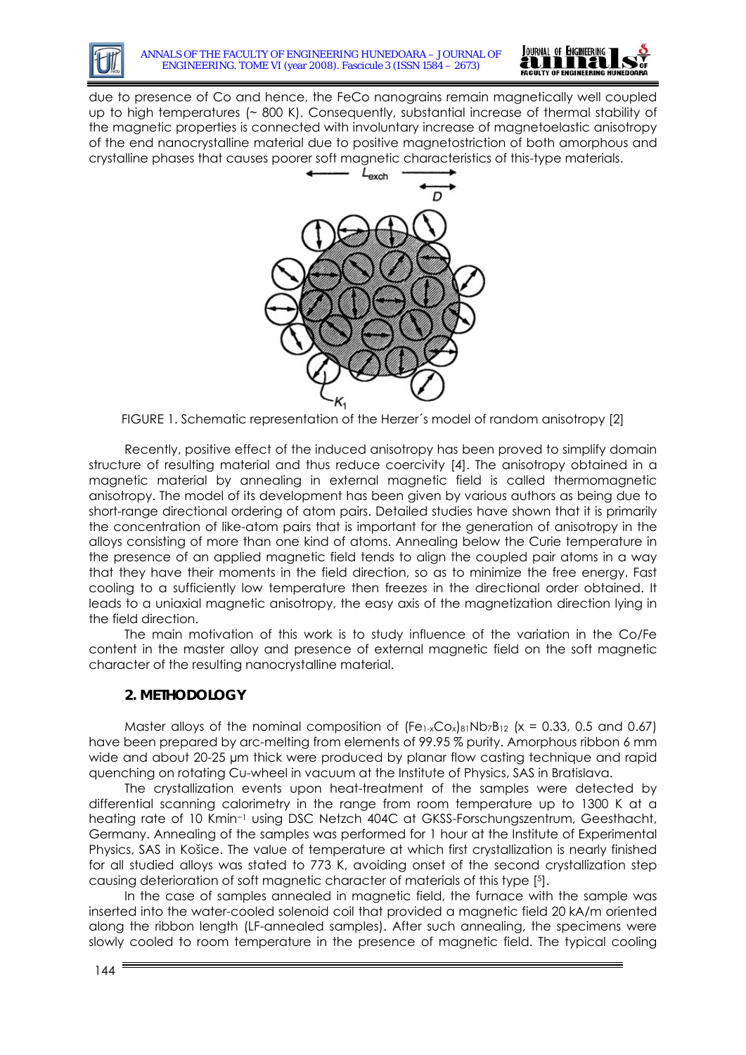due to presence of Co and hence, the FeCo nanograins remain magnetically well coupled up to high temperatures (~ 800 K). Consequently, substantial increase of thermal stability of the magnetic properties is connected with involuntary increase of magnetoelastic anisotropy of the end nanocrystalline material due to positive magnetostriction of both amorphous and crystalline phases that causes poorer soft magnetic characteristics of this-type materials.

FIGURE 1. Schematic representation of the Herzer´s model of random anisotropy [2]

Recently, positive effect of the induced anisotropy has been proved to simplify domain structure of resulting material and thus reduce coercivity [4]. The anisotropy obtained in a magnetic material by annealing in external magnetic field is called thermomagnetic anisotropy. The model of its development has been given by various authors as being due to short-range directional ordering of atom pairs. Detailed studies have shown that it is primarily the concentration of like-atom pairs that is important for the generation of anisotropy in the alloys consisting of more than one kind of atoms. Annealing below the Curie temperature in the presence of an applied magnetic field tends to align the coupled pair atoms in a way that they have their moments in the field direction, so as to minimize the free energy. Fast cooling to a sufficiently low temperature then freezes in the directional order obtained. It leads to a uniaxial magnetic anisotropy, the easy axis of the magnetization direction lying in the field direction.

The main motivation of this work is to study influence of the variation in the Co/Fe content in the master alloy and presence of external magnetic field on the soft magnetic character of the resulting nanocrystalline material.

## 2. METHODOLOGY

Master alloys of the nominal composition of $(Fe_{1-x}Co_x)_{81}Nb_7B_{12}$ (x = 0.33, 0.5 and 0.67) have been prepared by arc-melting from elements of 99.95 % purity. Amorphous ribbon 6 mm wide and about 20-25 μm thick were produced by planar flow casting technique and rapid quenching on rotating Cu-wheel in vacuum at the Institute of Physics, SAS in Bratislava.

The crystallization events upon heat-treatment of the samples were detected by differential scanning calorimetry in the range from room temperature up to 1300 K at a heating rate of 10 $Kmin^{-1}$ using DSC Netzch 404C at GKSS-Forschungszentrum, Geesthacht, Germany. Annealing of the samples was performed for 1 hour at the Institute of Experimental Physics, SAS in Košice. The value of temperature at which first crystallization is nearly finished for all studied alloys was stated to 773 K, avoiding onset of the second crystallization step causing deterioration of soft magnetic character of materials of this type [5].

In the case of samples annealed in magnetic field, the furnace with the sample was inserted into the water-cooled solenoid coil that provided a magnetic field 20 kA/m oriented along the ribbon length (LF-annealed samples). After such annealing, the specimens were slowly cooled to room temperature in the presence of magnetic field. The typical cooling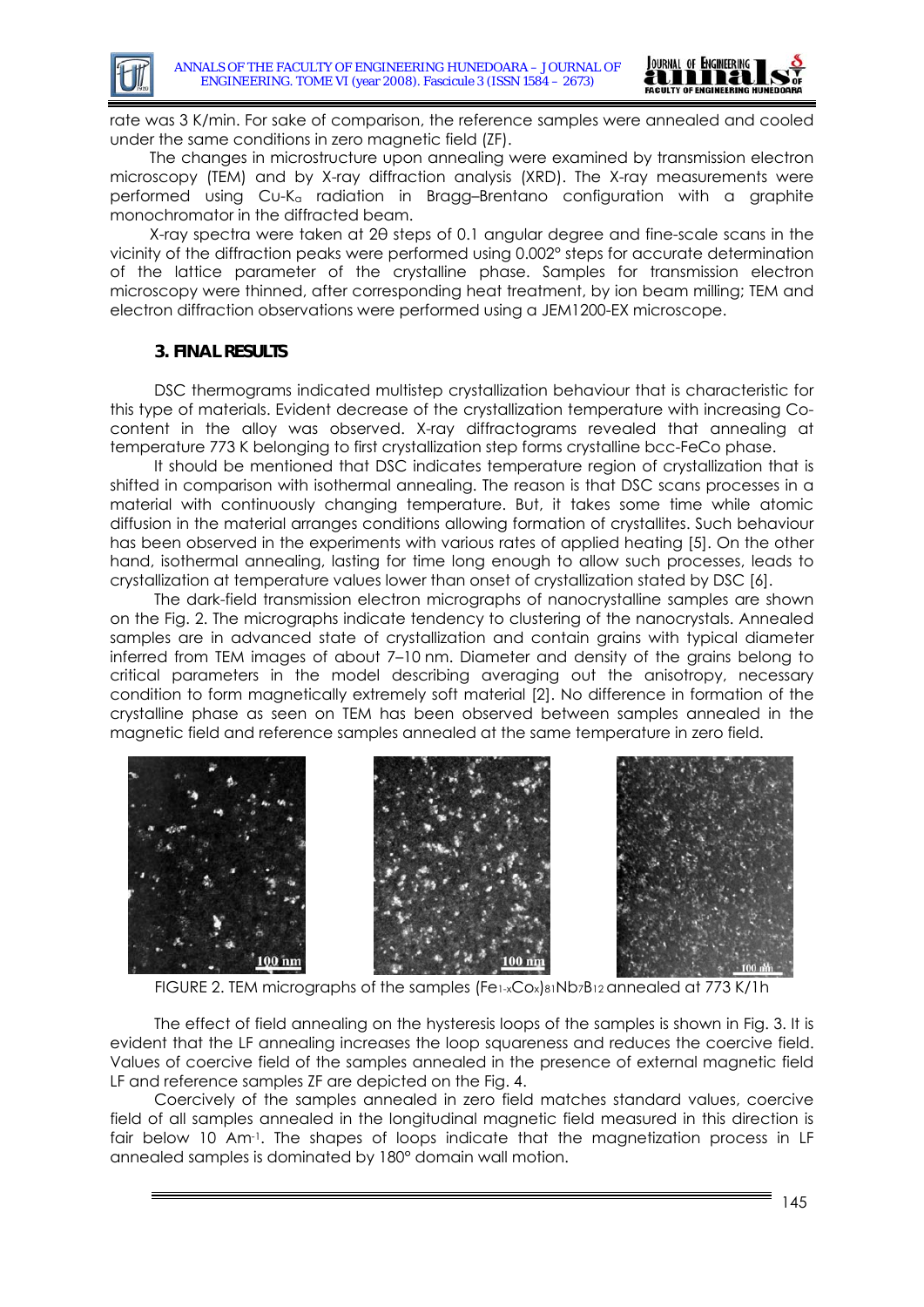rate was 3 K/min. For sake of comparison, the reference samples were annealed and cooled under the same conditions in zero magnetic field (ZF).

The changes in microstructure upon annealing were examined by transmission electron microscopy (TEM) and by X-ray diffraction analysis (XRD). The X-ray measurements were performed using Cu-$K_{\alpha}$ radiation in Bragg–Brentano configuration with a graphite monochromator in the diffracted beam.

X-ray spectra were taken at 2θ steps of 0.1 angular degree and fine-scale scans in the vicinity of the diffraction peaks were performed using 0.002° steps for accurate determination of the lattice parameter of the crystalline phase. Samples for transmission electron microscopy were thinned, after corresponding heat treatment, by ion beam milling; TEM and electron diffraction observations were performed using a JEM1200-EX microscope.

## 3. FINAL RESULTS

DSC thermograms indicated multistep crystallization behaviour that is characteristic for this type of materials. Evident decrease of the crystallization temperature with increasing Co-content in the alloy was observed. X-ray diffractograms revealed that annealing at temperature 773 K belonging to first crystallization step forms crystalline bcc-FeCo phase.

It should be mentioned that DSC indicates temperature region of crystallization that is shifted in comparison with isothermal annealing. The reason is that DSC scans processes in a material with continuously changing temperature. But, it takes some time while atomic diffusion in the material arranges conditions allowing formation of crystallites. Such behaviour has been observed in the experiments with various rates of applied heating [5]. On the other hand, isothermal annealing, lasting for time long enough to allow such processes, leads to crystallization at temperature values lower than onset of crystallization stated by DSC [6].

The dark-field transmission electron micrographs of nanocrystalline samples are shown on the Fig. 2. The micrographs indicate tendency to clustering of the nanocrystals. Annealed samples are in advanced state of crystallization and contain grains with typical diameter inferred from TEM images of about 7–10 nm. Diameter and density of the grains belong to critical parameters in the model describing averaging out the anisotropy, necessary condition to form magnetically extremely soft material [2]. No difference in formation of the crystalline phase as seen on TEM has been observed between samples annealed in the magnetic field and reference samples annealed at the same temperature in zero field.

FIGURE 2. TEM micrographs of the samples $(Fe_{1-x}Co_x)_{81}Nb_7B_{12}$ annealed at 773 K/1h

The effect of field annealing on the hysteresis loops of the samples is shown in Fig. 3. It is evident that the LF annealing increases the loop squareness and reduces the coercive field. Values of coercive field of the samples annealed in the presence of external magnetic field LF and reference samples ZF are depicted on the Fig. 4.

Coercively of the samples annealed in zero field matches standard values, coercive field of all samples annealed in the longitudinal magnetic field measured in this direction is fair below 10 $Am^{-1}$. The shapes of loops indicate that the magnetization process in LF annealed samples is dominated by 180° domain wall motion.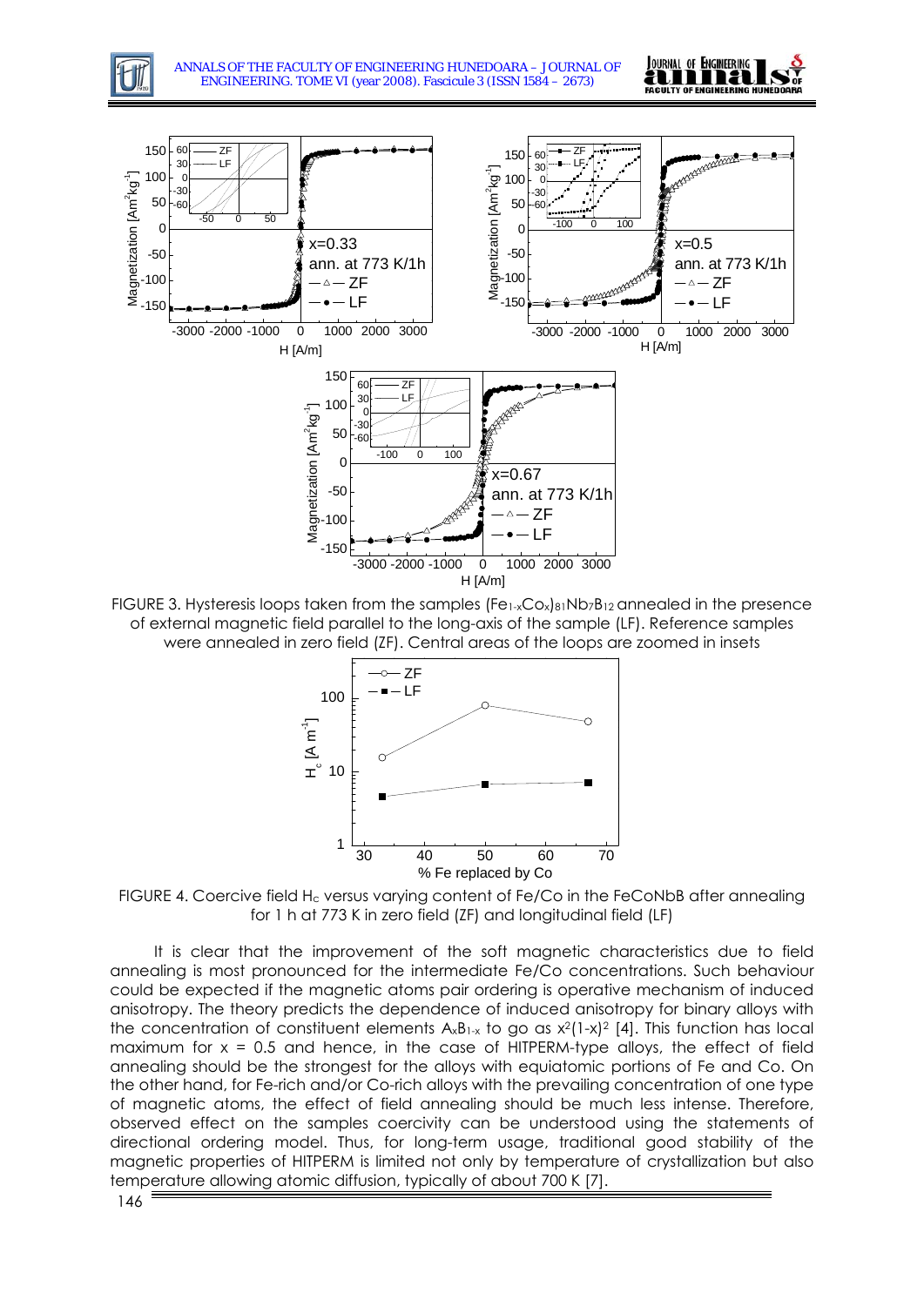FIGURE 3. Hysteresis loops taken from the samples $(Fe_{1-x}Co_x)_{81}Nb_7B_{12}$ annealed in the presence of external magnetic field parallel to the long-axis of the sample (LF). Reference samples were annealed in zero field (ZF). Central areas of the loops are zoomed in insets

FIGURE 4. Coercive field $H_c$ versus varying content of Fe/Co in the FeCoNbB after annealing for 1 h at 773 K in zero field (ZF) and longitudinal field (LF)

It is clear that the improvement of the soft magnetic characteristics due to field annealing is most pronounced for the intermediate Fe/Co concentrations. Such behaviour could be expected if the magnetic atoms pair ordering is operative mechanism of induced anisotropy. The theory predicts the dependence of induced anisotropy for binary alloys with the concentration of constituent elements $A_xB_{1-x}$ to go as $x^2(1-x)^2$ [4]. This function has local maximum for $x = 0.5$ and hence, in the case of HITPERM-type alloys, the effect of field annealing should be the strongest for the alloys with equiatomic portions of Fe and Co. On the other hand, for Fe-rich and/or Co-rich alloys with the prevailing concentration of one type of magnetic atoms, the effect of field annealing should be much less intense. Therefore, observed effect on the samples coercivity can be understood using the statements of directional ordering model. Thus, for long-term usage, traditional good stability of the magnetic properties of HITPERM is limited not only by temperature of crystallization but also temperature allowing atomic diffusion, typically of about 700 K [7].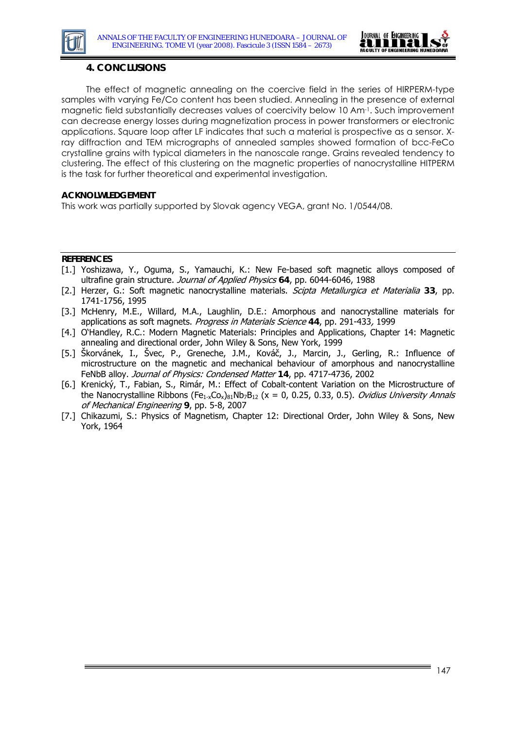## 4. CONCLUSIONS

The effect of magnetic annealing on the coercive field in the series of HIRPERM-type samples with varying Fe/Co content has been studied. Annealing in the presence of external magnetic field substantially decreases values of coercivity below 10 $Am^{-1}$. Such improvement can decrease energy losses during magnetization process in power transformers or electronic applications. Square loop after LF indicates that such a material is prospective as a sensor. X-ray diffraction and TEM micrographs of annealed samples showed formation of bcc-FeCo crystalline grains with typical diameters in the nanoscale range. Grains revealed tendency to clustering. The effect of this clustering on the magnetic properties of nanocrystalline HITPERM is the task for further theoretical and experimental investigation.

**ACKNOLWLEDGEMENT**

This work was partially supported by Slovak agency VEGA, grant No. 1/0544/08.

**REFERENCES**

[1.] Yoshizawa, Y., Oguma, S., Yamauchi, K.: New Fe-based soft magnetic alloys composed of ultrafine grain structure. *Journal of Applied Physics* **64**, pp. 6044-6046, 1988

[2.] Herzer, G.: Soft magnetic nanocrystalline materials. *Scipta Metallurgica et Materialia* **33**, pp. 1741-1756, 1995

[3.] McHenry, M.E., Willard, M.A., Laughlin, D.E.: Amorphous and nanocrystalline materials for applications as soft magnets. *Progress in Materials Science* **44**, pp. 291-433, 1999

[4.] O'Handley, R.C.: Modern Magnetic Materials: Principles and Applications, Chapter 14: Magnetic annealing and directional order, John Wiley & Sons, New York, 1999

[5.] Škorvánek, I., Švec, P., Greneche, J.M., Kováč, J., Marcin, J., Gerling, R.: Influence of microstructure on the magnetic and mechanical behaviour of amorphous and nanocrystalline FeNbB alloy. *Journal of Physics: Condensed Matter* **14**, pp. 4717-4736, 2002

[6.] Krenický, T., Fabian, S., Rimár, M.: Effect of Cobalt-content Variation on the Microstructure of the Nanocrystalline Ribbons $(Fe_{1-x}Co_x)_{81}Nb_7B_{12}$ (x = 0, 0.25, 0.33, 0.5). *Ovidius University Annals of Mechanical Engineering* **9**, pp. 5-8, 2007

[7.] Chikazumi, S.: Physics of Magnetism, Chapter 12: Directional Order, John Wiley & Sons, New York, 1964